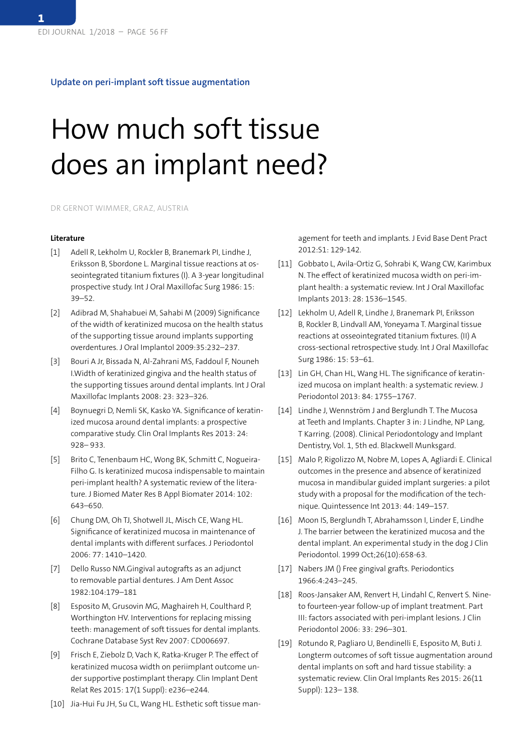Update on peri-implant soft tissue augmentation

# How much soft tissue does an implant need?

DR GERNOT WIMMER, GRAZ, AUSTRIA

**Literature**

[1] Adell R, Lekholm U, Rockler B, Branemark PI, Lindhe J, Eriksson B, Sbordone L. Marginal tissue reactions at osseointegrated titanium fixtures (I). A 3-year longitudinal prospective study. Int J Oral Maxillofac Surg 1986: 15: 39–52.

[2] Adibrad M, Shahabuei M, Sahabi M (2009) Significance of the width of keratinized mucosa on the health status of the supporting tissue around implants supporting overdentures. J Oral Implantol 2009:35:232–237.

[3] Bouri A Jr, Bissada N, Al-Zahrani MS, Faddoul F, Nouneh I.Width of keratinized gingiva and the health status of the supporting tissues around dental implants. Int J Oral Maxillofac Implants 2008: 23: 323–326.

[4] Boynuegri D, Nemli SK, Kasko YA. Significance of keratinized mucosa around dental implants: a prospective comparative study. Clin Oral Implants Res 2013: 24: 928– 933.

[5] Brito C, Tenenbaum HC, Wong BK, Schmitt C, Nogueira-Filho G. Is keratinized mucosa indispensable to maintain peri-implant health? A systematic review of the literature. J Biomed Mater Res B Appl Biomater 2014: 102: 643–650.

[6] Chung DM, Oh TJ, Shotwell JL, Misch CE, Wang HL. Significance of keratinized mucosa in maintenance of dental implants with different surfaces. J Periodontol 2006: 77: 1410–1420.

[7] Dello Russo NM.Gingival autografts as an adjunct to removable partial dentures. J Am Dent Assoc 1982:104:179–181

[8] Esposito M, Grusovin MG, Maghaireh H, Coulthard P, Worthington HV. Interventions for replacing missing teeth: management of soft tissues for dental implants. Cochrane Database Syst Rev 2007: CD006697.

[9] Frisch E, Ziebolz D, Vach K, Ratka-Kruger P. The effect of keratinized mucosa width on periimplant outcome under supportive postimplant therapy. Clin Implant Dent Relat Res 2015: 17(1 Suppl): e236–e244.

[10] Jia-Hui Fu JH, Su CL, Wang HL. Esthetic soft tissue management for teeth and implants. J Evid Base Dent Pract 2012:S1: 129-142.

[11] Gobbato L, Avila-Ortiz G, Sohrabi K, Wang CW, Karimbux N. The effect of keratinized mucosa width on peri-implant health: a systematic review. Int J Oral Maxillofac Implants 2013: 28: 1536–1545.

[12] Lekholm U, Adell R, Lindhe J, Branemark PI, Eriksson B, Rockler B, Lindvall AM, Yoneyama T. Marginal tissue reactions at osseointegrated titanium fixtures. (II) A cross-sectional retrospective study. Int J Oral Maxillofac Surg 1986: 15: 53–61.

[13] Lin GH, Chan HL, Wang HL. The significance of keratinized mucosa on implant health: a systematic review. J Periodontol 2013: 84: 1755–1767.

[14] Lindhe J, Wennström J and Berglundh T. The Mucosa at Teeth and Implants. Chapter 3 in: J Lindhe, NP Lang, T Karring. (2008). Clinical Periodontology and Implant Dentistry, Vol. 1, 5th ed. Blackwell Munksgard.

[15] Malo P, Rigolizzo M, Nobre M, Lopes A, Agliardi E. Clinical outcomes in the presence and absence of keratinized mucosa in mandibular guided implant surgeries: a pilot study with a proposal for the modification of the technique. Quintessence Int 2013: 44: 149–157.

[16] Moon IS, Berglundh T, Abrahamsson I, Linder E, Lindhe J. The barrier between the keratinized mucosa and the dental implant. An experimental study in the dog J Clin Periodontol. 1999 Oct;26(10):658-63.

[17] Nabers JM () Free gingival grafts. Periodontics 1966:4:243–245.

[18] Roos-Jansaker AM, Renvert H, Lindahl C, Renvert S. Nine- to fourteen-year follow-up of implant treatment. Part III: factors associated with peri-implant lesions. J Clin Periodontol 2006: 33: 296–301.

[19] Rotundo R, Pagliaro U, Bendinelli E, Esposito M, Buti J. Longterm outcomes of soft tissue augmentation around dental implants on soft and hard tissue stability: a systematic review. Clin Oral Implants Res 2015: 26(11 Suppl): 123– 138.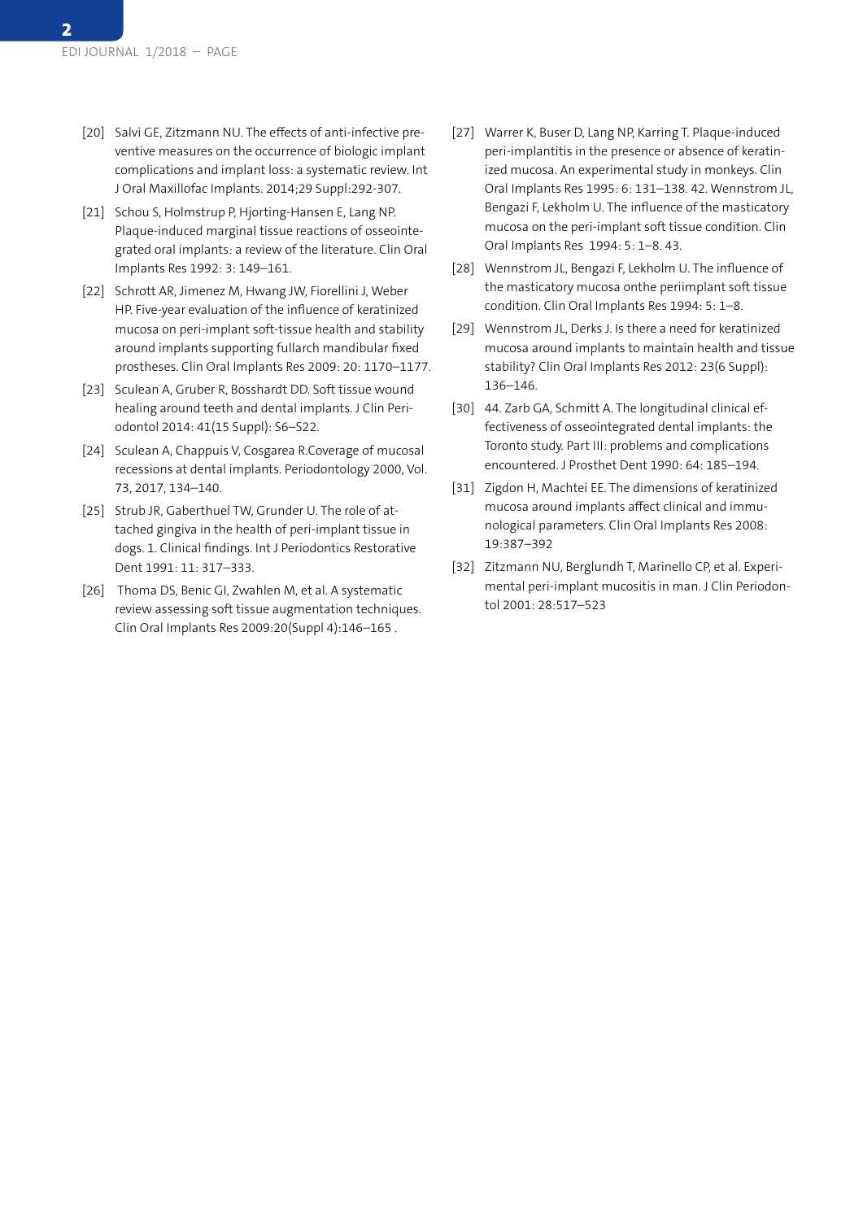[20] Salvi GE, Zitzmann NU. The effects of anti-infective preventive measures on the occurrence of biologic implant complications and implant loss: a systematic review. Int J Oral Maxillofac Implants. 2014;29 Suppl:292-307.

[21] Schou S, Holmstrup P, Hjorting-Hansen E, Lang NP. Plaque-induced marginal tissue reactions of osseointegrated oral implants: a review of the literature. Clin Oral Implants Res 1992: 3: 149–161.

[22] Schrott AR, Jimenez M, Hwang JW, Fiorellini J, Weber HP. Five-year evaluation of the influence of keratinized mucosa on peri-implant soft-tissue health and stability around implants supporting fullarch mandibular fixed prostheses. Clin Oral Implants Res 2009: 20: 1170–1177.

[23] Sculean A, Gruber R, Bosshardt DD. Soft tissue wound healing around teeth and dental implants. J Clin Periodontol 2014: 41(15 Suppl): S6–S22.

[24] Sculean A, Chappuis V, Cosgarea R.Coverage of mucosal recessions at dental implants. Periodontology 2000, Vol. 73, 2017, 134–140.

[25] Strub JR, Gaberthuel TW, Grunder U. The role of attached gingiva in the health of peri-implant tissue in dogs. 1. Clinical findings. Int J Periodontics Restorative Dent 1991: 11: 317–333.

[26] Thoma DS, Benic GI, Zwahlen M, et al. A systematic review assessing soft tissue augmentation techniques. Clin Oral Implants Res 2009:20(Suppl 4):146–165 .

[27] Warrer K, Buser D, Lang NP, Karring T. Plaque-induced peri-implantitis in the presence or absence of keratinized mucosa. An experimental study in monkeys. Clin Oral Implants Res 1995: 6: 131–138. 42. Wennstrom JL, Bengazi F, Lekholm U. The influence of the masticatory mucosa on the peri-implant soft tissue condition. Clin Oral Implants Res 1994: 5: 1–8. 43.

[28] Wennstrom JL, Bengazi F, Lekholm U. The influence of the masticatory mucosa onthe periimplant soft tissue condition. Clin Oral Implants Res 1994: 5: 1–8.

[29] Wennstrom JL, Derks J. Is there a need for keratinized mucosa around implants to maintain health and tissue stability? Clin Oral Implants Res 2012: 23(6 Suppl): 136–146.

[30] 44. Zarb GA, Schmitt A. The longitudinal clinical effectiveness of osseointegrated dental implants: the Toronto study. Part III: problems and complications encountered. J Prosthet Dent 1990: 64: 185–194.

[31] Zigdon H, Machtei EE. The dimensions of keratinized mucosa around implants affect clinical and immunological parameters. Clin Oral Implants Res 2008: 19:387–392

[32] Zitzmann NU, Berglundh T, Marinello CP, et al. Experimental peri-implant mucositis in man. J Clin Periodontol 2001: 28:517–523